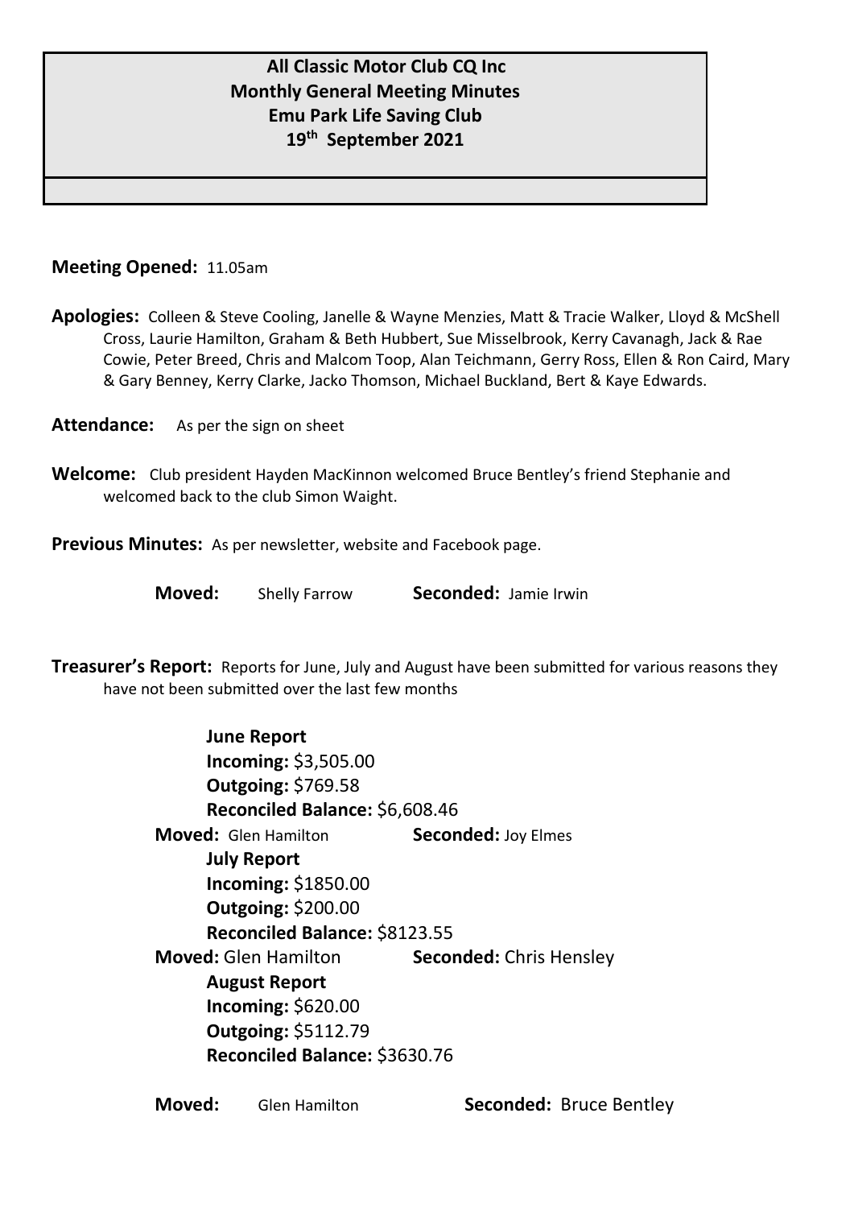# All Classic Motor Club CQ Inc
## Monthly General Meeting Minutes
## Emu Park Life Saving Club
## 19th September 2021

**Meeting Opened:** 11.05am

**Apologies:** Colleen & Steve Cooling, Janelle & Wayne Menzies, Matt & Tracie Walker, Lloyd & McShell Cross, Laurie Hamilton, Graham & Beth Hubbert, Sue Misselbrook, Kerry Cavanagh, Jack & Rae Cowie, Peter Breed, Chris and Malcom Toop, Alan Teichmann, Gerry Ross, Ellen & Ron Caird, Mary & Gary Benney, Kerry Clarke, Jacko Thomson, Michael Buckland, Bert & Kaye Edwards.

**Attendance:** As per the sign on sheet

**Welcome:** Club president Hayden MacKinnon welcomed Bruce Bentley's friend Stephanie and welcomed back to the club Simon Waight.

**Previous Minutes:** As per newsletter, website and Facebook page.

**Moved:** Shelly Farrow **Seconded:** Jamie Irwin

**Treasurer's Report:** Reports for June, July and August have been submitted for various reasons they have not been submitted over the last few months

**June Report**
**Incoming:** \$3,505.00
**Outgoing:** \$769.58
**Reconciled Balance:** \$6,608.46

**Moved:** Glen Hamilton **Seconded:** Joy Elmes

**July Report**
**Incoming:** \$1850.00
**Outgoing:** \$200.00
**Reconciled Balance:** \$8123.55

**Moved:** Glen Hamilton **Seconded:** Chris Hensley

**August Report**
**Incoming:** \$620.00
**Outgoing:** \$5112.79
**Reconciled Balance:** \$3630.76

**Moved:** Glen Hamilton **Seconded:** Bruce Bentley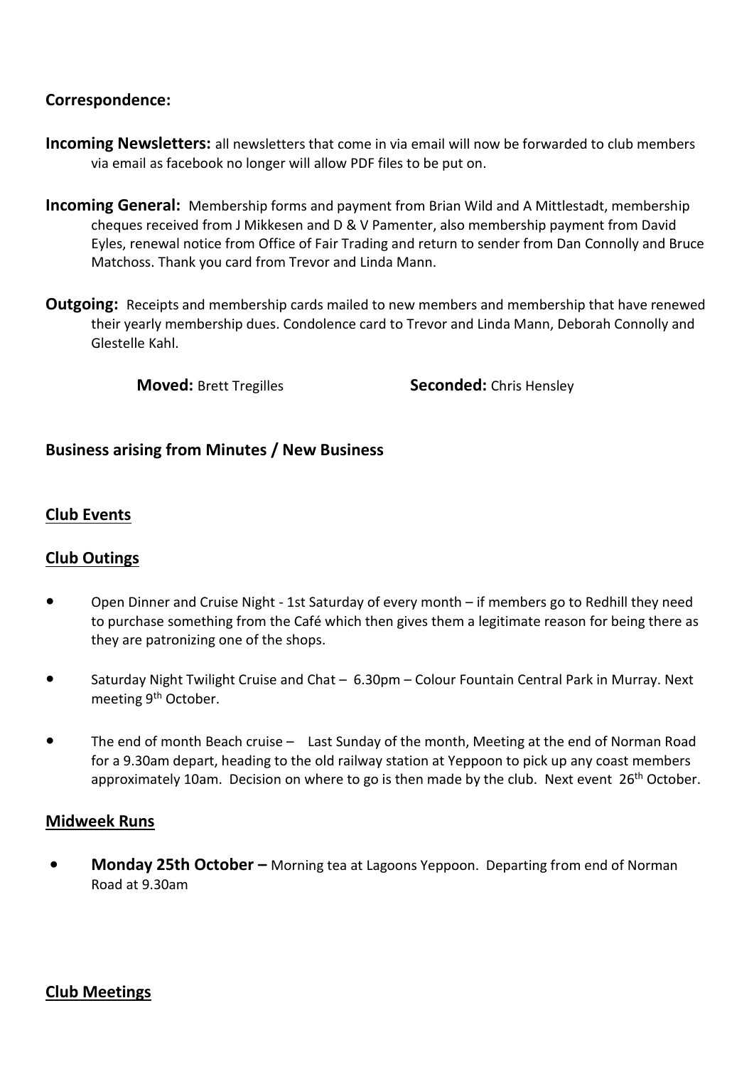## Correspondence:

**Incoming Newsletters:** all newsletters that come in via email will now be forwarded to club members via email as facebook no longer will allow PDF files to be put on.

**Incoming General:** Membership forms and payment from Brian Wild and A Mittlestadt, membership cheques received from J Mikkesen and D & V Pamenter, also membership payment from David Eyles, renewal notice from Office of Fair Trading and return to sender from Dan Connolly and Bruce Matchoss. Thank you card from Trevor and Linda Mann.

**Outgoing:** Receipts and membership cards mailed to new members and membership that have renewed their yearly membership dues. Condolence card to Trevor and Linda Mann, Deborah Connolly and Glestelle Kahl.

**Moved:** Brett Tregilles **Seconded:** Chris Hensley

## Business arising from Minutes / New Business

### Club Events

### Club Outings

- Open Dinner and Cruise Night - 1st Saturday of every month – if members go to Redhill they need to purchase something from the Café which then gives them a legitimate reason for being there as they are patronizing one of the shops.
- Saturday Night Twilight Cruise and Chat – 6.30pm – Colour Fountain Central Park in Murray. Next meeting 9th October.
- The end of month Beach cruise – Last Sunday of the month, Meeting at the end of Norman Road for a 9.30am depart, heading to the old railway station at Yeppoon to pick up any coast members approximately 10am. Decision on where to go is then made by the club. Next event 26th October.

### Midweek Runs

- **Monday 25th October –** Morning tea at Lagoons Yeppoon. Departing from end of Norman Road at 9.30am

### Club Meetings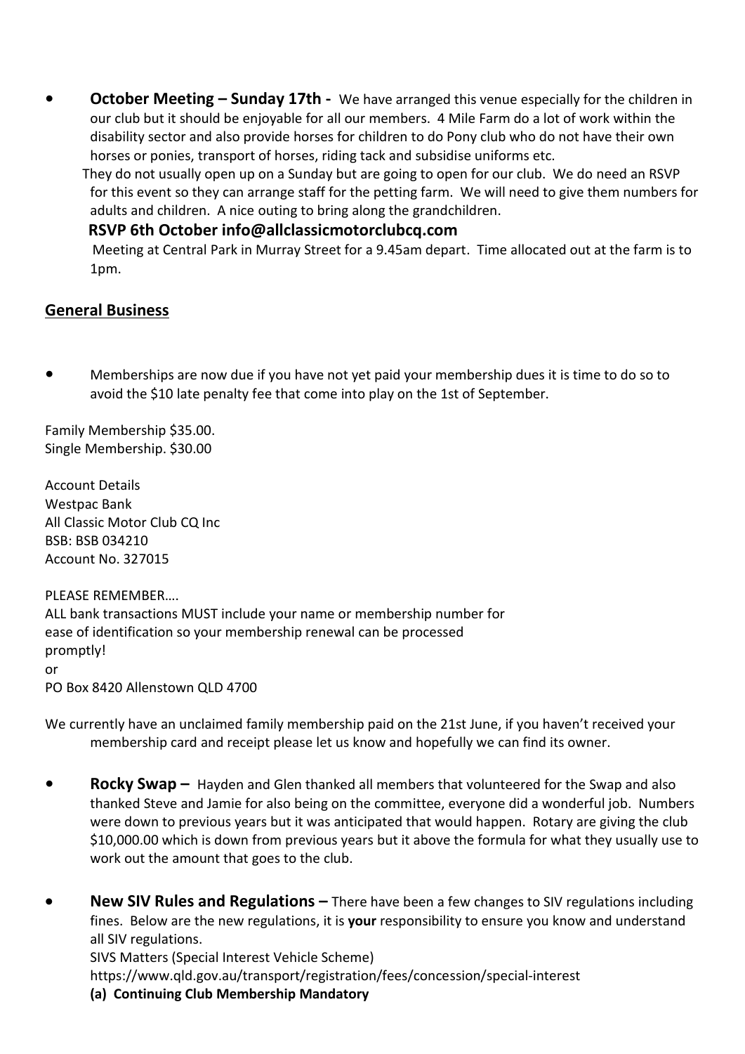- **October Meeting – Sunday 17th -** We have arranged this venue especially for the children in our club but it should be enjoyable for all our members. 4 Mile Farm do a lot of work within the disability sector and also provide horses for children to do Pony club who do not have their own horses or ponies, transport of horses, riding tack and subsidise uniforms etc.

  They do not usually open up on a Sunday but are going to open for our club. We do need an RSVP for this event so they can arrange staff for the petting farm. We will need to give them numbers for adults and children. A nice outing to bring along the grandchildren.

  **RSVP 6th October info@allclassicmotorclubcq.com**

  Meeting at Central Park in Murray Street for a 9.45am depart. Time allocated out at the farm is to 1pm.

## General Business

- Memberships are now due if you have not yet paid your membership dues it is time to do so to avoid the $10 late penalty fee that come into play on the 1st of September.

Family Membership $35.00.
Single Membership. $30.00

Account Details
Westpac Bank
All Classic Motor Club CQ Inc
BSB: BSB 034210
Account No. 327015

PLEASE REMEMBER….
ALL bank transactions MUST include your name or membership number for ease of identification so your membership renewal can be processed promptly!
or
PO Box 8420 Allenstown QLD 4700

We currently have an unclaimed family membership paid on the 21st June, if you haven't received your membership card and receipt please let us know and hopefully we can find its owner.

- **Rocky Swap –** Hayden and Glen thanked all members that volunteered for the Swap and also thanked Steve and Jamie for also being on the committee, everyone did a wonderful job. Numbers were down to previous years but it was anticipated that would happen. Rotary are giving the club $10,000.00 which is down from previous years but it above the formula for what they usually use to work out the amount that goes to the club.

- **New SIV Rules and Regulations –** There have been a few changes to SIV regulations including fines. Below are the new regulations, it is **your** responsibility to ensure you know and understand all SIV regulations.

  SIVS Matters (Special Interest Vehicle Scheme)
  https://www.qld.gov.au/transport/registration/fees/concession/special-interest

  **(a) Continuing Club Membership Mandatory**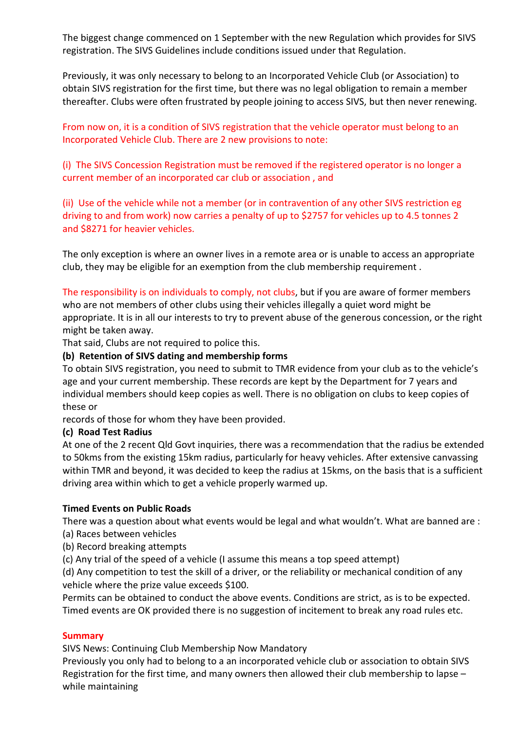The biggest change commenced on 1 September with the new Regulation which provides for SIVS registration. The SIVS Guidelines include conditions issued under that Regulation.

Previously, it was only necessary to belong to an Incorporated Vehicle Club (or Association) to obtain SIVS registration for the first time, but there was no legal obligation to remain a member thereafter. Clubs were often frustrated by people joining to access SIVS, but then never renewing.

From now on, it is a condition of SIVS registration that the vehicle operator must belong to an Incorporated Vehicle Club. There are 2 new provisions to note:

(i) The SIVS Concession Registration must be removed if the registered operator is no longer a current member of an incorporated car club or association , and

(ii) Use of the vehicle while not a member (or in contravention of any other SIVS restriction eg driving to and from work) now carries a penalty of up to $2757 for vehicles up to 4.5 tonnes 2 and $8271 for heavier vehicles.

The only exception is where an owner lives in a remote area or is unable to access an appropriate club, they may be eligible for an exemption from the club membership requirement .

The responsibility is on individuals to comply, not clubs, but if you are aware of former members who are not members of other clubs using their vehicles illegally a quiet word might be appropriate. It is in all our interests to try to prevent abuse of the generous concession, or the right might be taken away.
That said, Clubs are not required to police this.

**(b) Retention of SIVS dating and membership forms**

To obtain SIVS registration, you need to submit to TMR evidence from your club as to the vehicle's age and your current membership. These records are kept by the Department for 7 years and individual members should keep copies as well. There is no obligation on clubs to keep copies of these or
records of those for whom they have been provided.

**(c) Road Test Radius**

At one of the 2 recent Qld Govt inquiries, there was a recommendation that the radius be extended to 50kms from the existing 15km radius, particularly for heavy vehicles. After extensive canvassing within TMR and beyond, it was decided to keep the radius at 15kms, on the basis that is a sufficient driving area within which to get a vehicle properly warmed up.

**Timed Events on Public Roads**

There was a question about what events would be legal and what wouldn't. What are banned are :
(a) Races between vehicles
(b) Record breaking attempts
(c) Any trial of the speed of a vehicle (I assume this means a top speed attempt)
(d) Any competition to test the skill of a driver, or the reliability or mechanical condition of any vehicle where the prize value exceeds $100.
Permits can be obtained to conduct the above events. Conditions are strict, as is to be expected. Timed events are OK provided there is no suggestion of incitement to break any road rules etc.

**Summary**

SIVS News: Continuing Club Membership Now Mandatory
Previously you only had to belong to a an incorporated vehicle club or association to obtain SIVS Registration for the first time, and many owners then allowed their club membership to lapse – while maintaining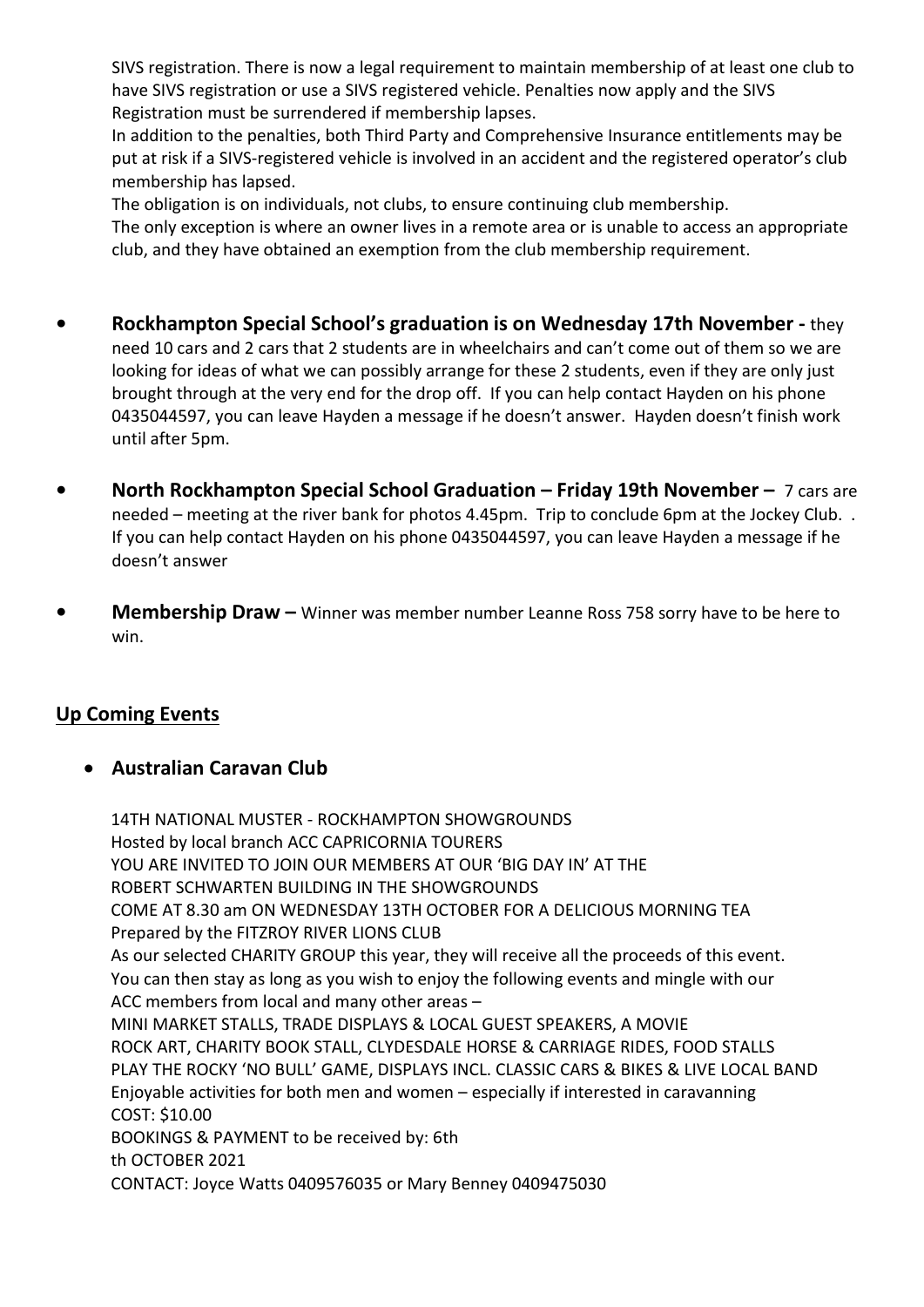SIVS registration. There is now a legal requirement to maintain membership of at least one club to have SIVS registration or use a SIVS registered vehicle. Penalties now apply and the SIVS Registration must be surrendered if membership lapses.

In addition to the penalties, both Third Party and Comprehensive Insurance entitlements may be put at risk if a SIVS-registered vehicle is involved in an accident and the registered operator's club membership has lapsed.

The obligation is on individuals, not clubs, to ensure continuing club membership.

The only exception is where an owner lives in a remote area or is unable to access an appropriate club, and they have obtained an exemption from the club membership requirement.

- **Rockhampton Special School's graduation is on Wednesday 17th November -** they need 10 cars and 2 cars that 2 students are in wheelchairs and can't come out of them so we are looking for ideas of what we can possibly arrange for these 2 students, even if they are only just brought through at the very end for the drop off. If you can help contact Hayden on his phone 0435044597, you can leave Hayden a message if he doesn't answer. Hayden doesn't finish work until after 5pm.

- **North Rockhampton Special School Graduation – Friday 19th November –** 7 cars are needed – meeting at the river bank for photos 4.45pm. Trip to conclude 6pm at the Jockey Club. . If you can help contact Hayden on his phone 0435044597, you can leave Hayden a message if he doesn't answer

- **Membership Draw –** Winner was member number Leanne Ross 758 sorry have to be here to win.

## Up Coming Events

- **Australian Caravan Club**

  14TH NATIONAL MUSTER - ROCKHAMPTON SHOWGROUNDS
  Hosted by local branch ACC CAPRICORNIA TOURERS
  YOU ARE INVITED TO JOIN OUR MEMBERS AT OUR 'BIG DAY IN' AT THE
  ROBERT SCHWARTEN BUILDING IN THE SHOWGROUNDS
  COME AT 8.30 am ON WEDNESDAY 13TH OCTOBER FOR A DELICIOUS MORNING TEA
  Prepared by the FITZROY RIVER LIONS CLUB
  As our selected CHARITY GROUP this year, they will receive all the proceeds of this event.
  You can then stay as long as you wish to enjoy the following events and mingle with our
  ACC members from local and many other areas –
  MINI MARKET STALLS, TRADE DISPLAYS & LOCAL GUEST SPEAKERS, A MOVIE
  ROCK ART, CHARITY BOOK STALL, CLYDESDALE HORSE & CARRIAGE RIDES, FOOD STALLS
  PLAY THE ROCKY 'NO BULL' GAME, DISPLAYS INCL. CLASSIC CARS & BIKES & LIVE LOCAL BAND
  Enjoyable activities for both men and women – especially if interested in caravanning
  COST: $10.00
  BOOKINGS & PAYMENT to be received by: 6th
  th OCTOBER 2021
  CONTACT: Joyce Watts 0409576035 or Mary Benney 0409475030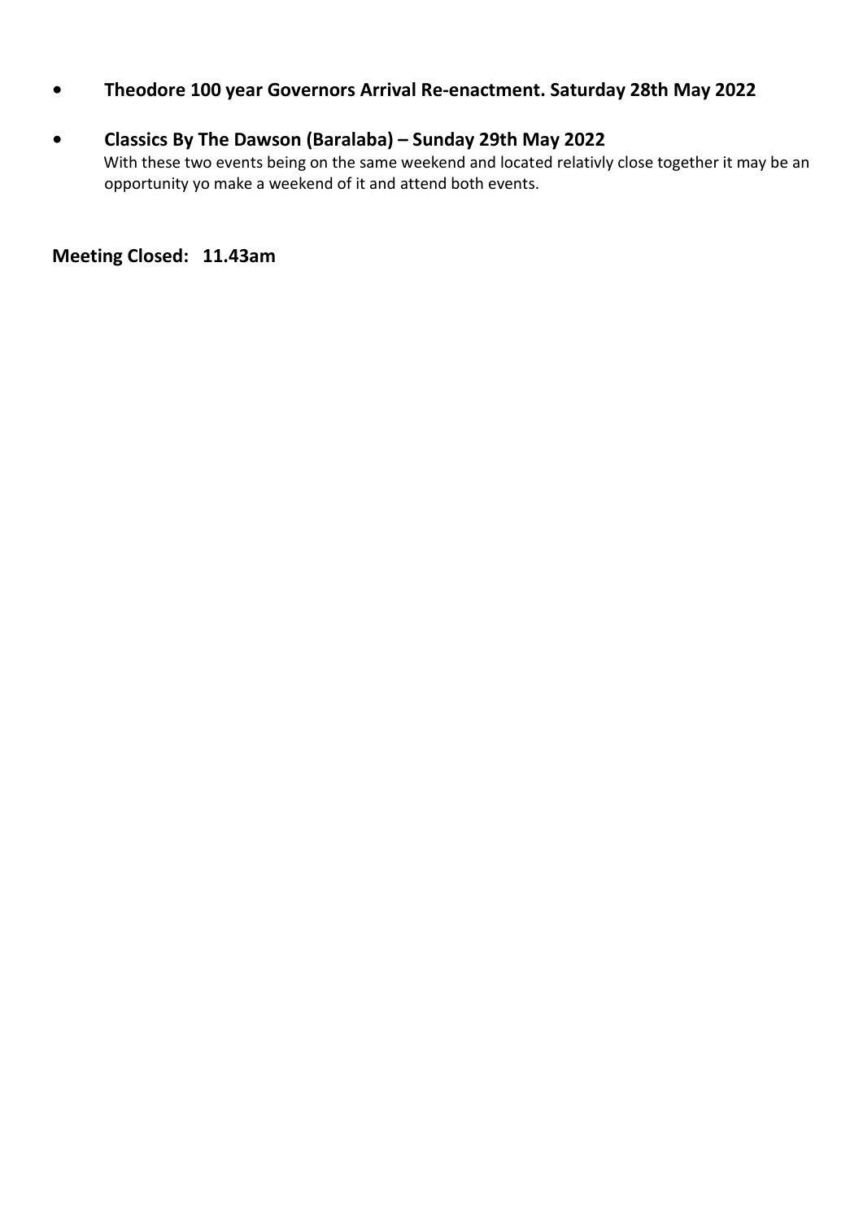- **Theodore 100 year Governors Arrival Re-enactment. Saturday 28th May 2022**

- **Classics By The Dawson (Baralaba) – Sunday 29th May 2022**
  With these two events being on the same weekend and located relativly close together it may be an opportunity yo make a weekend of it and attend both events.

**Meeting Closed: 11.43am**